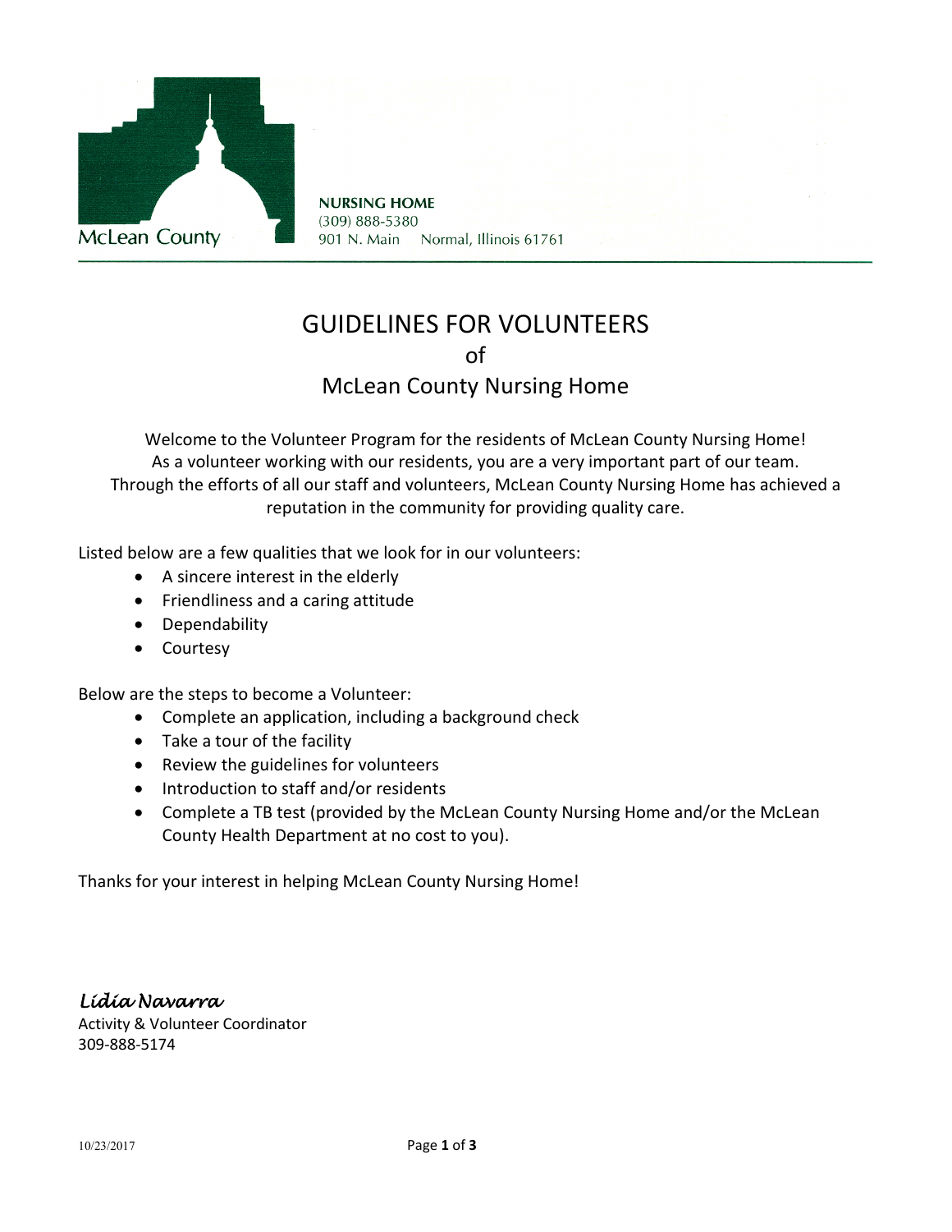McLean County

**NURSING HOME**
(309) 888-5380
901 N. Main Normal, Illinois 61761

# GUIDELINES FOR VOLUNTEERS
# of
# McLean County Nursing Home

Welcome to the Volunteer Program for the residents of McLean County Nursing Home!
As a volunteer working with our residents, you are a very important part of our team.
Through the efforts of all our staff and volunteers, McLean County Nursing Home has achieved a reputation in the community for providing quality care.

Listed below are a few qualities that we look for in our volunteers:

- A sincere interest in the elderly
- Friendliness and a caring attitude
- Dependability
- Courtesy

Below are the steps to become a Volunteer:

- Complete an application, including a background check
- Take a tour of the facility
- Review the guidelines for volunteers
- Introduction to staff and/or residents
- Complete a TB test (provided by the McLean County Nursing Home and/or the McLean County Health Department at no cost to you).

Thanks for your interest in helping McLean County Nursing Home!

*Lidia Navarra*
Activity & Volunteer Coordinator
309-888-5174

10/23/2017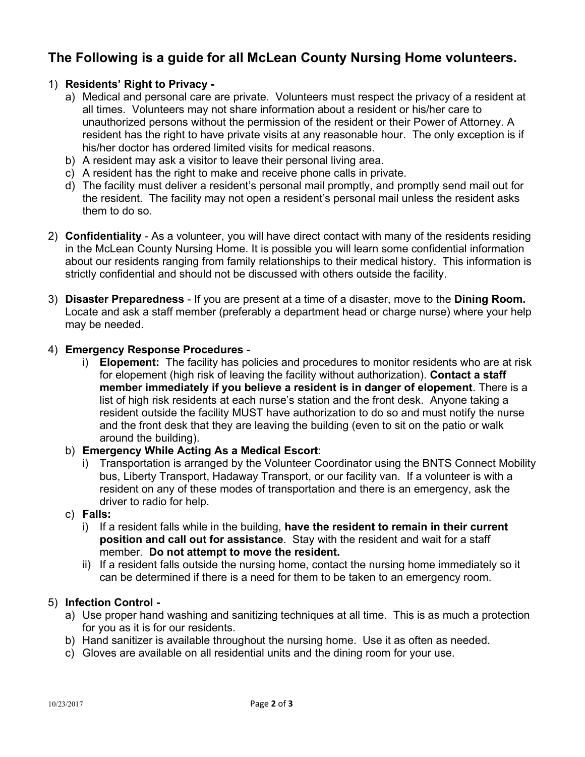## The Following is a guide for all McLean County Nursing Home volunteers.

1) **Residents' Right to Privacy -**
   a) Medical and personal care are private. Volunteers must respect the privacy of a resident at all times. Volunteers may not share information about a resident or his/her care to unauthorized persons without the permission of the resident or their Power of Attorney. A resident has the right to have private visits at any reasonable hour. The only exception is if his/her doctor has ordered limited visits for medical reasons.
   b) A resident may ask a visitor to leave their personal living area.
   c) A resident has the right to make and receive phone calls in private.
   d) The facility must deliver a resident's personal mail promptly, and promptly send mail out for the resident. The facility may not open a resident's personal mail unless the resident asks them to do so.

2) **Confidentiality** - As a volunteer, you will have direct contact with many of the residents residing in the McLean County Nursing Home. It is possible you will learn some confidential information about our residents ranging from family relationships to their medical history. This information is strictly confidential and should not be discussed with others outside the facility.

3) **Disaster Preparedness** - If you are present at a time of a disaster, move to the **Dining Room.** Locate and ask a staff member (preferably a department head or charge nurse) where your help may be needed.

4) **Emergency Response Procedures** -
   i) **Elopement:** The facility has policies and procedures to monitor residents who are at risk for elopement (high risk of leaving the facility without authorization). **Contact a staff member immediately if you believe a resident is in danger of elopement**. There is a list of high risk residents at each nurse's station and the front desk. Anyone taking a resident outside the facility MUST have authorization to do so and must notify the nurse and the front desk that they are leaving the building (even to sit on the patio or walk around the building).

   b) **Emergency While Acting As a Medical Escort**:
      i) Transportation is arranged by the Volunteer Coordinator using the BNTS Connect Mobility bus, Liberty Transport, Hadaway Transport, or our facility van. If a volunteer is with a resident on any of these modes of transportation and there is an emergency, ask the driver to radio for help.

   c) **Falls:**
      i) If a resident falls while in the building, **have the resident to remain in their current position and call out for assistance**. Stay with the resident and wait for a staff member. **Do not attempt to move the resident.**
      ii) If a resident falls outside the nursing home, contact the nursing home immediately so it can be determined if there is a need for them to be taken to an emergency room.

5) **Infection Control -**
   a) Use proper hand washing and sanitizing techniques at all time. This is as much a protection for you as it is for our residents.
   b) Hand sanitizer is available throughout the nursing home. Use it as often as needed.
   c) Gloves are available on all residential units and the dining room for your use.

10/23/2017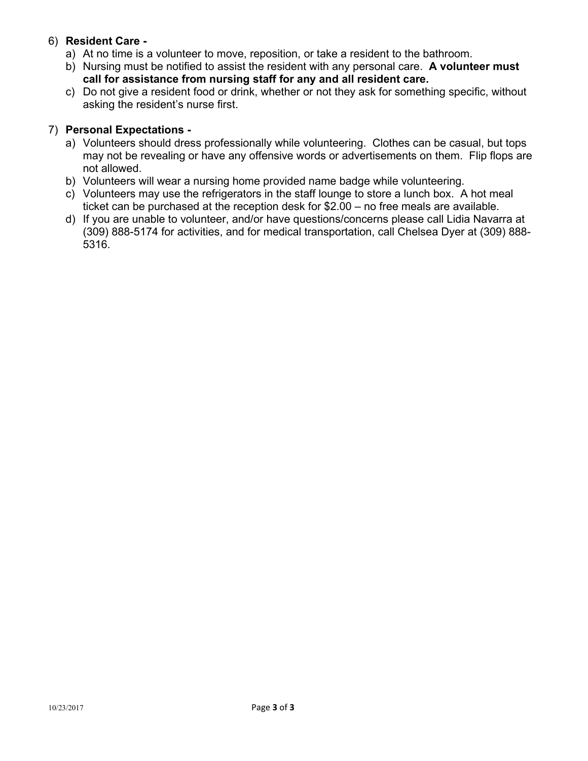6) **Resident Care -**
   a) At no time is a volunteer to move, reposition, or take a resident to the bathroom.
   b) Nursing must be notified to assist the resident with any personal care. **A volunteer must call for assistance from nursing staff for any and all resident care.**
   c) Do not give a resident food or drink, whether or not they ask for something specific, without asking the resident's nurse first.

7) **Personal Expectations -**
   a) Volunteers should dress professionally while volunteering. Clothes can be casual, but tops may not be revealing or have any offensive words or advertisements on them. Flip flops are not allowed.
   b) Volunteers will wear a nursing home provided name badge while volunteering.
   c) Volunteers may use the refrigerators in the staff lounge to store a lunch box. A hot meal ticket can be purchased at the reception desk for $2.00 – no free meals are available.
   d) If you are unable to volunteer, and/or have questions/concerns please call Lidia Navarra at (309) 888-5174 for activities, and for medical transportation, call Chelsea Dyer at (309) 888-5316.

10/23/2017